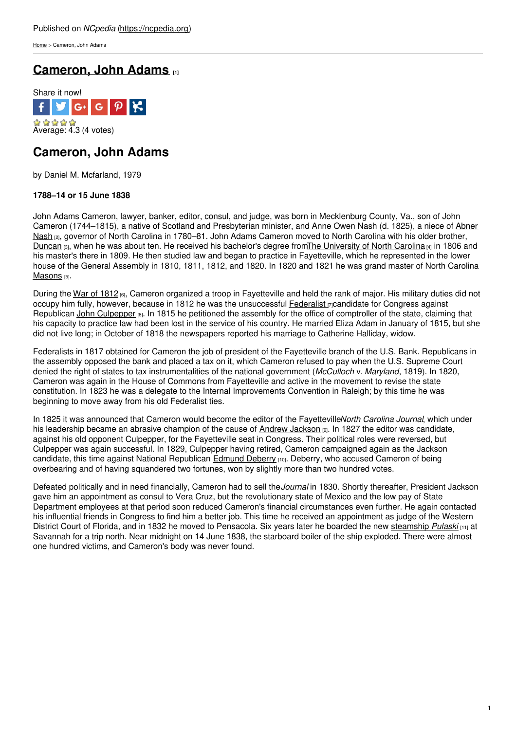Published on *NCpedia* (https://ncpedia.org)

Home > Cameron, John Adams

# Cameron, John Adams [1]

Share it now!

Average: 4.3 (4 votes)

## Cameron, John Adams

by Daniel M. Mcfarland, 1979

**1788–14 or 15 June 1838**

John Adams Cameron, lawyer, banker, editor, consul, and judge, was born in Mecklenburg County, Va., son of John Cameron (1744–1815), a native of Scotland and Presbyterian minister, and Anne Owen Nash (d. 1825), a niece of Abner Nash [2], governor of North Carolina in 1780–81. John Adams Cameron moved to North Carolina with his older brother, Duncan [3], when he was about ten. He received his bachelor's degree from The University of North Carolina [4] in 1806 and his master's there in 1809. He then studied law and began to practice in Fayetteville, which he represented in the lower house of the General Assembly in 1810, 1811, 1812, and 1820. In 1820 and 1821 he was grand master of North Carolina Masons [5].

During the War of 1812 [6], Cameron organized a troop in Fayetteville and held the rank of major. His military duties did not occupy him fully, however, because in 1812 he was the unsuccessful Federalist [7] candidate for Congress against Republican John Culpepper [8]. In 1815 he petitioned the assembly for the office of comptroller of the state, claiming that his capacity to practice law had been lost in the service of his country. He married Eliza Adam in January of 1815, but she did not live long; in October of 1818 the newspapers reported his marriage to Catherine Halliday, widow.

Federalists in 1817 obtained for Cameron the job of president of the Fayetteville branch of the U.S. Bank. Republicans in the assembly opposed the bank and placed a tax on it, which Cameron refused to pay when the U.S. Supreme Court denied the right of states to tax instrumentalities of the national government (*McCulloch* v. *Maryland*, 1819). In 1820, Cameron was again in the House of Commons from Fayetteville and active in the movement to revise the state constitution. In 1823 he was a delegate to the Internal Improvements Convention in Raleigh; by this time he was beginning to move away from his old Federalist ties.

In 1825 it was announced that Cameron would become the editor of the Fayetteville *North Carolina Journal*, which under his leadership became an abrasive champion of the cause of Andrew Jackson [9]. In 1827 the editor was candidate, against his old opponent Culpepper, for the Fayetteville seat in Congress. Their political roles were reversed, but Culpepper was again successful. In 1829, Culpepper having retired, Cameron campaigned again as the Jackson candidate, this time against National Republican Edmund Deberry [10]. Deberry, who accused Cameron of being overbearing and of having squandered two fortunes, won by slightly more than two hundred votes.

Defeated politically and in need financially, Cameron had to sell the *Journal* in 1830. Shortly thereafter, President Jackson gave him an appointment as consul to Vera Cruz, but the revolutionary state of Mexico and the low pay of State Department employees at that period soon reduced Cameron's financial circumstances even further. He again contacted his influential friends in Congress to find him a better job. This time he received an appointment as judge of the Western District Court of Florida, and in 1832 he moved to Pensacola. Six years later he boarded the new steamship *Pulaski* [11] at Savannah for a trip north. Near midnight on 14 June 1838, the starboard boiler of the ship exploded. There were almost one hundred victims, and Cameron's body was never found.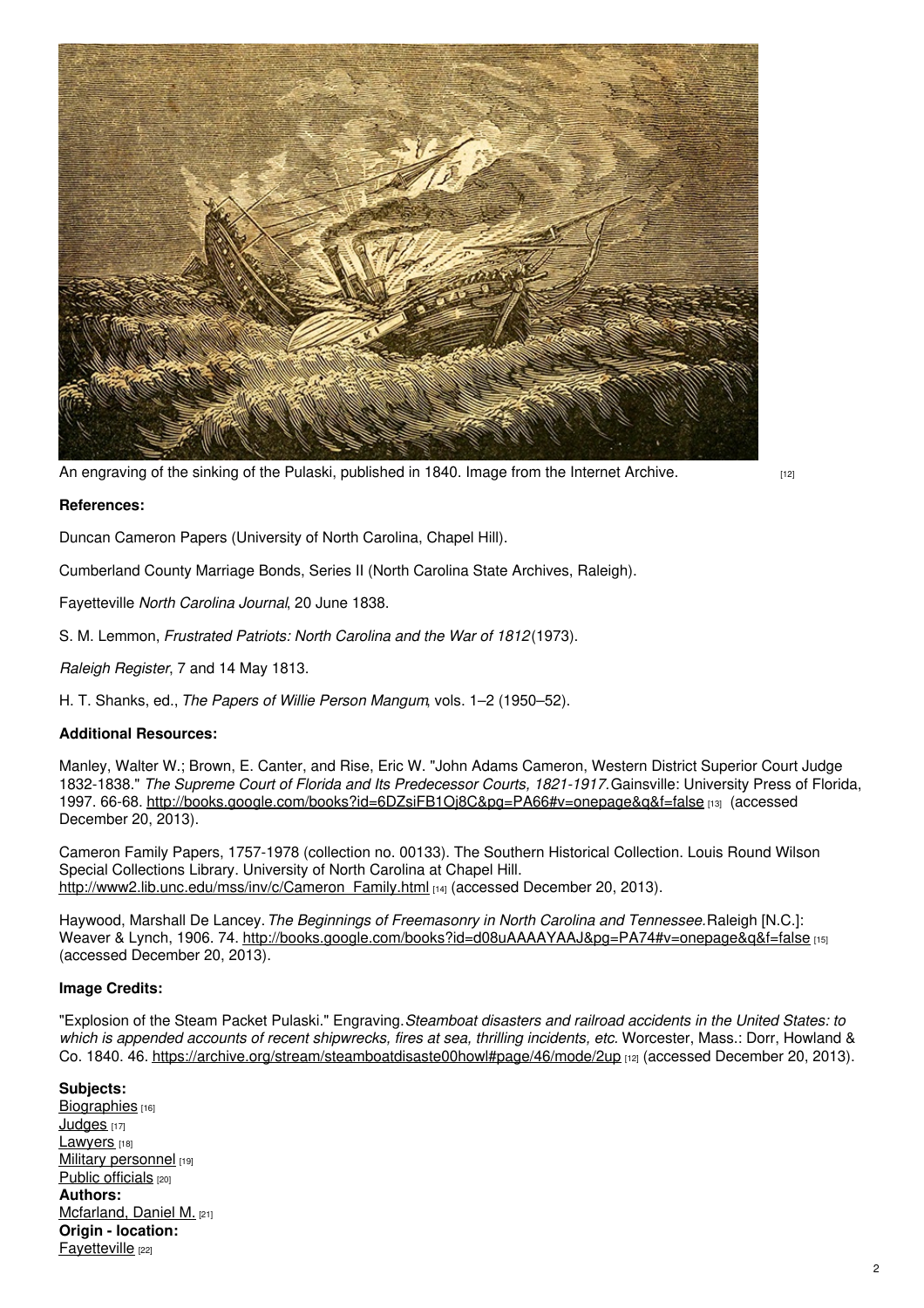An engraving of the sinking of the Pulaski, published in 1840. Image from the Internet Archive. [12]

**References:**

Duncan Cameron Papers (University of North Carolina, Chapel Hill).

Cumberland County Marriage Bonds, Series II (North Carolina State Archives, Raleigh).

Fayetteville *North Carolina Journal*, 20 June 1838.

S. M. Lemmon, *Frustrated Patriots: North Carolina and the War of 1812* (1973).

*Raleigh Register*, 7 and 14 May 1813.

H. T. Shanks, ed., *The Papers of Willie Person Mangum*, vols. 1–2 (1950–52).

**Additional Resources:**

Manley, Walter W.; Brown, E. Canter, and Rise, Eric W. "John Adams Cameron, Western District Superior Court Judge 1832-1838." *The Supreme Court of Florida and Its Predecessor Courts, 1821-1917.* Gainsville: University Press of Florida, 1997. 66-68. http://books.google.com/books?id=6DZsiFB1Oj8C&pg=PA66#v=onepage&q&f=false [13] (accessed December 20, 2013).

Cameron Family Papers, 1757-1978 (collection no. 00133). The Southern Historical Collection. Louis Round Wilson Special Collections Library. University of North Carolina at Chapel Hill. http://www2.lib.unc.edu/mss/inv/c/Cameron_Family.html [14] (accessed December 20, 2013).

Haywood, Marshall De Lancey. *The Beginnings of Freemasonry in North Carolina and Tennessee.* Raleigh [N.C.]: Weaver & Lynch, 1906. 74. http://books.google.com/books?id=d08uAAAAYAAJ&pg=PA74#v=onepage&q&f=false [15] (accessed December 20, 2013).

**Image Credits:**

"Explosion of the Steam Packet Pulaski." Engraving. *Steamboat disasters and railroad accidents in the United States: to which is appended accounts of recent shipwrecks, fires at sea, thrilling incidents, etc.* Worcester, Mass.: Dorr, Howland & Co. 1840. 46. https://archive.org/stream/steamboatdisaste00howl#page/46/mode/2up [12] (accessed December 20, 2013).

**Subjects:**
Biographies [16]
Judges [17]
Lawyers [18]
Military personnel [19]
Public officials [20]
**Authors:**
Mcfarland, Daniel M. [21]
**Origin - location:**
Fayetteville [22]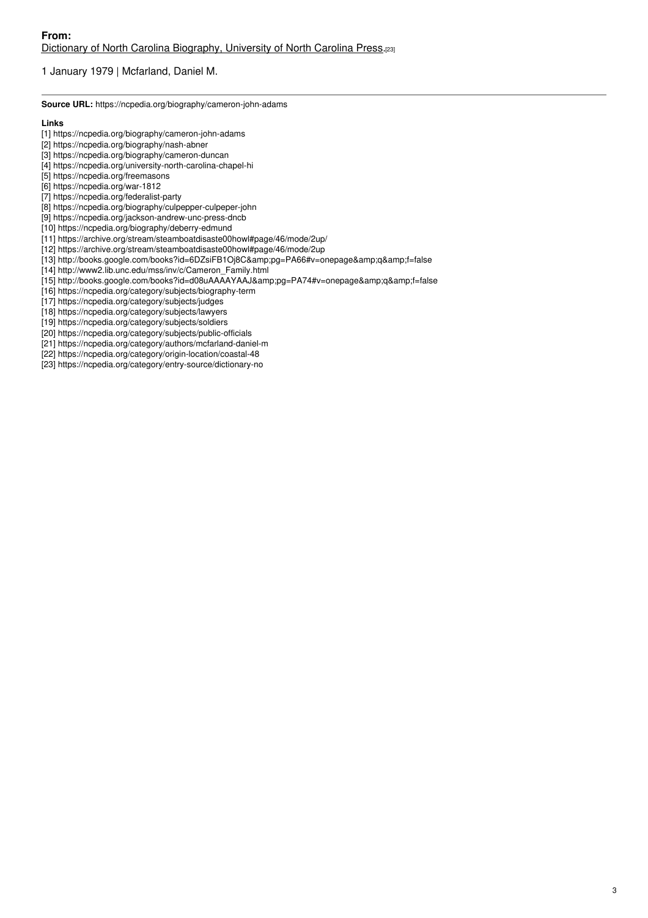**From:**
Dictionary of North Carolina Biography, University of North Carolina Press.[23]

1 January 1979 | Mcfarland, Daniel M.

---

**Source URL:** https://ncpedia.org/biography/cameron-john-adams

**Links**
[1] https://ncpedia.org/biography/cameron-john-adams
[2] https://ncpedia.org/biography/nash-abner
[3] https://ncpedia.org/biography/cameron-duncan
[4] https://ncpedia.org/university-north-carolina-chapel-hi
[5] https://ncpedia.org/freemasons
[6] https://ncpedia.org/war-1812
[7] https://ncpedia.org/federalist-party
[8] https://ncpedia.org/biography/culpepper-culpeper-john
[9] https://ncpedia.org/jackson-andrew-unc-press-dncb
[10] https://ncpedia.org/biography/deberry-edmund
[11] https://archive.org/stream/steamboatdisaste00howl#page/46/mode/2up/
[12] https://archive.org/stream/steamboatdisaste00howl#page/46/mode/2up
[13] http://books.google.com/books?id=6DZsiFB1Oj8C&amp;pg=PA66#v=onepage&amp;q&amp;f=false
[14] http://www2.lib.unc.edu/mss/inv/c/Cameron_Family.html
[15] http://books.google.com/books?id=d08uAAAAYAAJ&amp;pg=PA74#v=onepage&amp;q&amp;f=false
[16] https://ncpedia.org/category/subjects/biography-term
[17] https://ncpedia.org/category/subjects/judges
[18] https://ncpedia.org/category/subjects/lawyers
[19] https://ncpedia.org/category/subjects/soldiers
[20] https://ncpedia.org/category/subjects/public-officials
[21] https://ncpedia.org/category/authors/mcfarland-daniel-m
[22] https://ncpedia.org/category/origin-location/coastal-48
[23] https://ncpedia.org/category/entry-source/dictionary-no